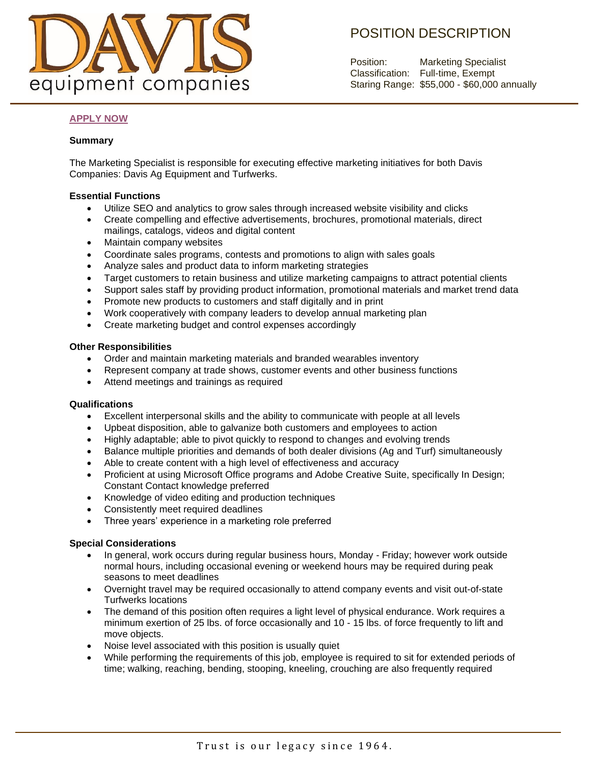DAVIS

equipment companies

# POSITION DESCRIPTION

Position: Marketing Specialist
Classification: Full-time, Exempt
Staring Range: $55,000 - $60,000 annually

**APPLY NOW**

### Summary

The Marketing Specialist is responsible for executing effective marketing initiatives for both Davis Companies: Davis Ag Equipment and Turfwerks.

### Essential Functions

- Utilize SEO and analytics to grow sales through increased website visibility and clicks
- Create compelling and effective advertisements, brochures, promotional materials, direct mailings, catalogs, videos and digital content
- Maintain company websites
- Coordinate sales programs, contests and promotions to align with sales goals
- Analyze sales and product data to inform marketing strategies
- Target customers to retain business and utilize marketing campaigns to attract potential clients
- Support sales staff by providing product information, promotional materials and market trend data
- Promote new products to customers and staff digitally and in print
- Work cooperatively with company leaders to develop annual marketing plan
- Create marketing budget and control expenses accordingly

### Other Responsibilities

- Order and maintain marketing materials and branded wearables inventory
- Represent company at trade shows, customer events and other business functions
- Attend meetings and trainings as required

### Qualifications

- Excellent interpersonal skills and the ability to communicate with people at all levels
- Upbeat disposition, able to galvanize both customers and employees to action
- Highly adaptable; able to pivot quickly to respond to changes and evolving trends
- Balance multiple priorities and demands of both dealer divisions (Ag and Turf) simultaneously
- Able to create content with a high level of effectiveness and accuracy
- Proficient at using Microsoft Office programs and Adobe Creative Suite, specifically In Design; Constant Contact knowledge preferred
- Knowledge of video editing and production techniques
- Consistently meet required deadlines
- Three years' experience in a marketing role preferred

### Special Considerations

- In general, work occurs during regular business hours, Monday - Friday; however work outside normal hours, including occasional evening or weekend hours may be required during peak seasons to meet deadlines
- Overnight travel may be required occasionally to attend company events and visit out-of-state Turfwerks locations
- The demand of this position often requires a light level of physical endurance. Work requires a minimum exertion of 25 lbs. of force occasionally and 10 - 15 lbs. of force frequently to lift and move objects.
- Noise level associated with this position is usually quiet
- While performing the requirements of this job, employee is required to sit for extended periods of time; walking, reaching, bending, stooping, kneeling, crouching are also frequently required

Trust is our legacy since 1964.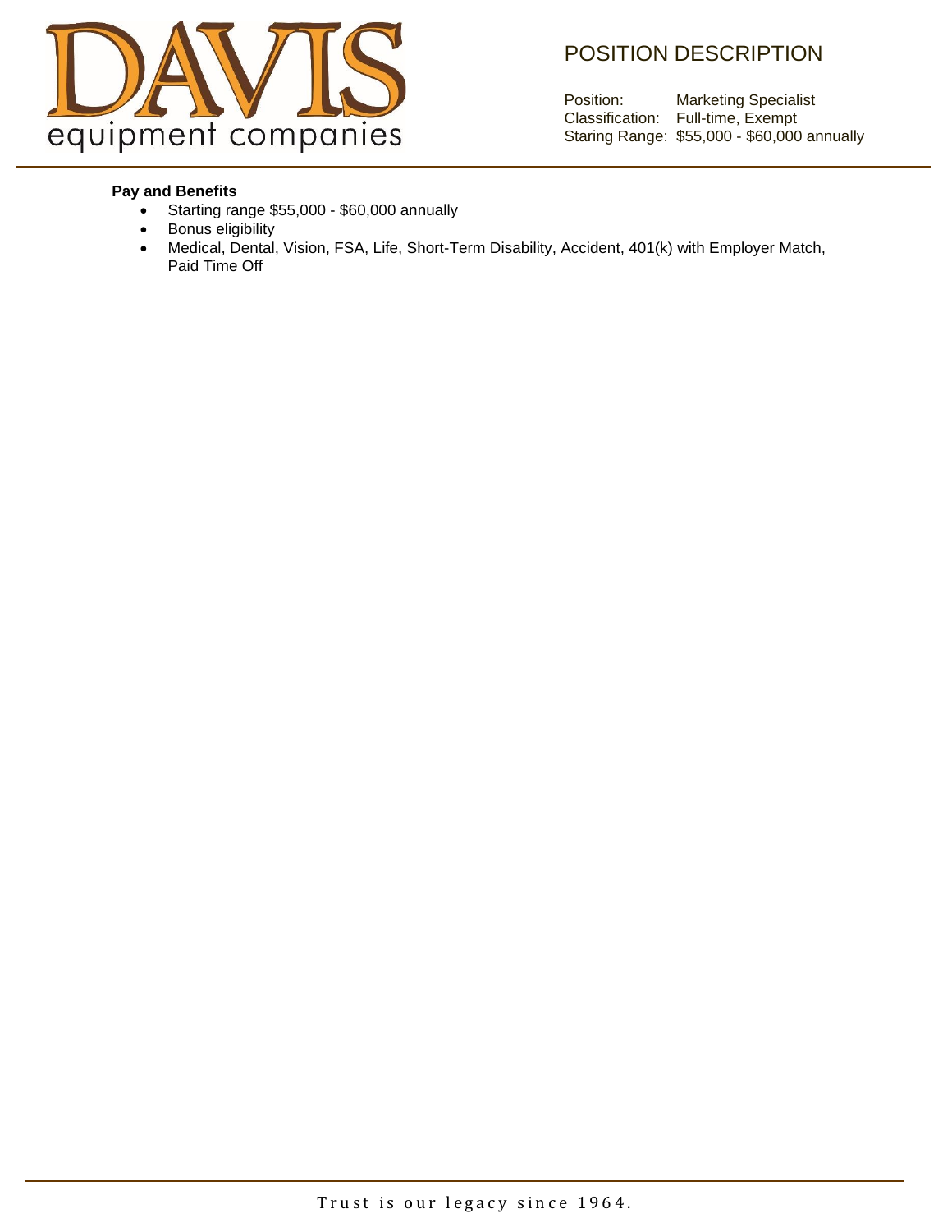equipment companies

# POSITION DESCRIPTION

Position: Marketing Specialist
Classification: Full-time, Exempt
Staring Range: $55,000 - $60,000 annually

**Pay and Benefits**

- Starting range $55,000 - $60,000 annually
- Bonus eligibility
- Medical, Dental, Vision, FSA, Life, Short-Term Disability, Accident, 401(k) with Employer Match, Paid Time Off

Trust is our legacy since 1964.